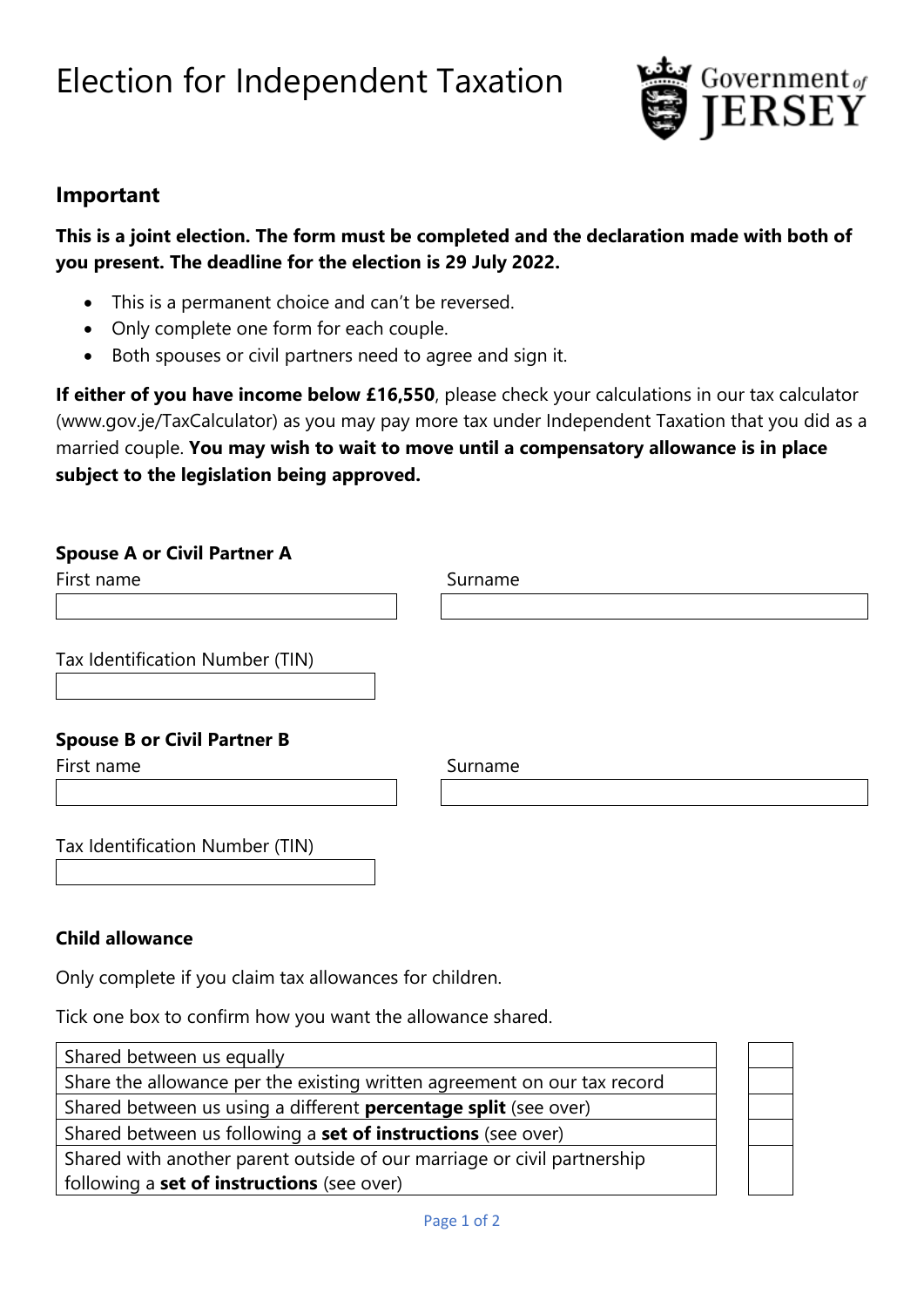# Election for Independent Taxation

Government of JERSEY

## Important

**This is a joint election. The form must be completed and the declaration made with both of you present. The deadline for the election is 29 July 2022.**

- This is a permanent choice and can't be reversed.
- Only complete one form for each couple.
- Both spouses or civil partners need to agree and sign it.

**If either of you have income below £16,550**, please check your calculations in our tax calculator (www.gov.je/TaxCalculator) as you may pay more tax under Independent Taxation that you did as a married couple. **You may wish to wait to move until a compensatory allowance is in place subject to the legislation being approved.**

**Spouse A or Civil Partner A**

| First name | Surname |
|---|---|
| | |

Tax Identification Number (TIN)

| |
|---|
| |

**Spouse B or Civil Partner B**

| First name | Surname |
|---|---|
| | |

Tax Identification Number (TIN)

| |
|---|
| |

**Child allowance**

Only complete if you claim tax allowances for children.

Tick one box to confirm how you want the allowance shared.

| | |
|---|---|
| Shared between us equally | |
| Share the allowance per the existing written agreement on our tax record | |
| Shared between us using a different **percentage split** (see over) | |
| Shared between us following a **set of instructions** (see over) | |
| Shared with another parent outside of our marriage or civil partnership following a **set of instructions** (see over) | |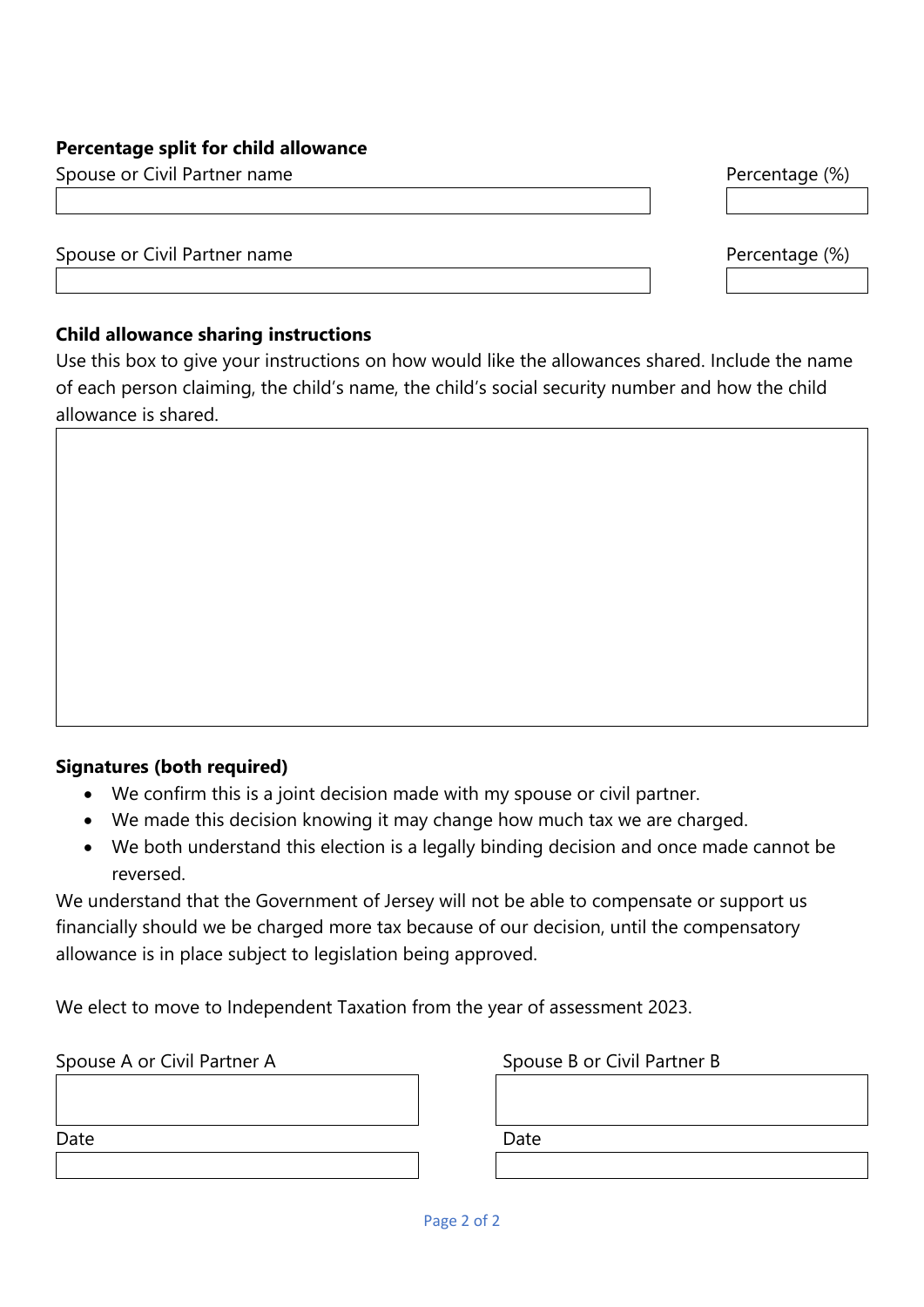**Percentage split for child allowance**

Spouse or Civil Partner name

Percentage (%)

Spouse or Civil Partner name

Percentage (%)

**Child allowance sharing instructions**

Use this box to give your instructions on how would like the allowances shared. Include the name of each person claiming, the child's name, the child's social security number and how the child allowance is shared.

**Signatures (both required)**

- We confirm this is a joint decision made with my spouse or civil partner.
- We made this decision knowing it may change how much tax we are charged.
- We both understand this election is a legally binding decision and once made cannot be reversed.

We understand that the Government of Jersey will not be able to compensate or support us financially should we be charged more tax because of our decision, until the compensatory allowance is in place subject to legislation being approved.

We elect to move to Independent Taxation from the year of assessment 2023.

Spouse A or Civil Partner A

Date

Spouse B or Civil Partner B

Date